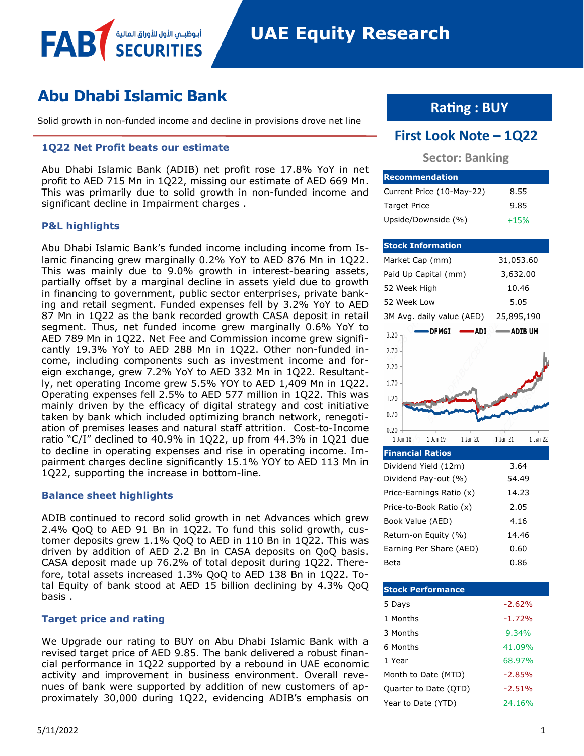FAB SECURITIES أبوظبـي الأول للأوراق المالية

# UAE Equity Research

# Abu Dhabi Islamic Bank

Solid growth in non-funded income and decline in provisions drove net line

**Rating : BUY**

**First Look Note – 1Q22**

**Sector: Banking**

| Recommendation | |
|---|---|
| Current Price (10-May-22) | 8.55 |
| Target Price | 9.85 |
| Upside/Downside (%) | +15% |

| Stock Information | |
|---|---|
| Market Cap (mm) | 31,053.60 |
| Paid Up Capital (mm) | 3,632.00 |
| 52 Week High | 10.46 |
| 52 Week Low | 5.05 |
| 3M Avg. daily value (AED) | 25,895,190 |

| Financial Ratios | |
|---|---|
| Dividend Yield (12m) | 3.64 |
| Dividend Pay-out (%) | 54.49 |
| Price-Earnings Ratio (x) | 14.23 |
| Price-to-Book Ratio (x) | 2.05 |
| Book Value (AED) | 4.16 |
| Return-on Equity (%) | 14.46 |
| Earning Per Share (AED) | 0.60 |
| Beta | 0.86 |

| Stock Performance | |
|---|---|
| 5 Days | -2.62% |
| 1 Months | -1.72% |
| 3 Months | 9.34% |
| 6 Months | 41.09% |
| 1 Year | 68.97% |
| Month to Date (MTD) | -2.85% |
| Quarter to Date (QTD) | -2.51% |
| Year to Date (YTD) | 24.16% |

### 1Q22 Net Profit beats our estimate

Abu Dhabi Islamic Bank (ADIB) net profit rose 17.8% YoY in net profit to AED 715 Mn in 1Q22, missing our estimate of AED 669 Mn. This was primarily due to solid growth in non-funded income and significant decline in Impairment charges .

### P&L highlights

Abu Dhabi Islamic Bank's funded income including income from Islamic financing grew marginally 0.2% YoY to AED 876 Mn in 1Q22. This was mainly due to 9.0% growth in interest-bearing assets, partially offset by a marginal decline in assets yield due to growth in financing to government, public sector enterprises, private banking and retail segment. Funded expenses fell by 3.2% YoY to AED 87 Mn in 1Q22 as the bank recorded growth CASA deposit in retail segment. Thus, net funded income grew marginally 0.6% YoY to AED 789 Mn in 1Q22. Net Fee and Commission income grew significantly 19.3% YoY to AED 288 Mn in 1Q22. Other non-funded income, including components such as investment income and foreign exchange, grew 7.2% YoY to AED 332 Mn in 1Q22. Resultantly, net operating Income grew 5.5% YOY to AED 1,409 Mn in 1Q22. Operating expenses fell 2.5% to AED 577 million in 1Q22. This was mainly driven by the efficacy of digital strategy and cost initiative taken by bank which included optimizing branch network, renegotiation of premises leases and natural staff attrition. Cost-to-Income ratio "C/I" declined to 40.9% in 1Q22, up from 44.3% in 1Q21 due to decline in operating expenses and rise in operating income. Impairment charges decline significantly 15.1% YOY to AED 113 Mn in 1Q22, supporting the increase in bottom-line.

### Balance sheet highlights

ADIB continued to record solid growth in net Advances which grew 2.4% QoQ to AED 91 Bn in 1Q22. To fund this solid growth, customer deposits grew 1.1% QoQ to AED in 110 Bn in 1Q22. This was driven by addition of AED 2.2 Bn in CASA deposits on QoQ basis. CASA deposit made up 76.2% of total deposit during 1Q22. Therefore, total assets increased 1.3% QoQ to AED 138 Bn in 1Q22. Total Equity of bank stood at AED 15 billion declining by 4.3% QoQ basis .

### Target price and rating

We Upgrade our rating to BUY on Abu Dhabi Islamic Bank with a revised target price of AED 9.85. The bank delivered a robust financial performance in 1Q22 supported by a rebound in UAE economic activity and improvement in business environment. Overall revenues of bank were supported by addition of new customers of approximately 30,000 during 1Q22, evidencing ADIB's emphasis on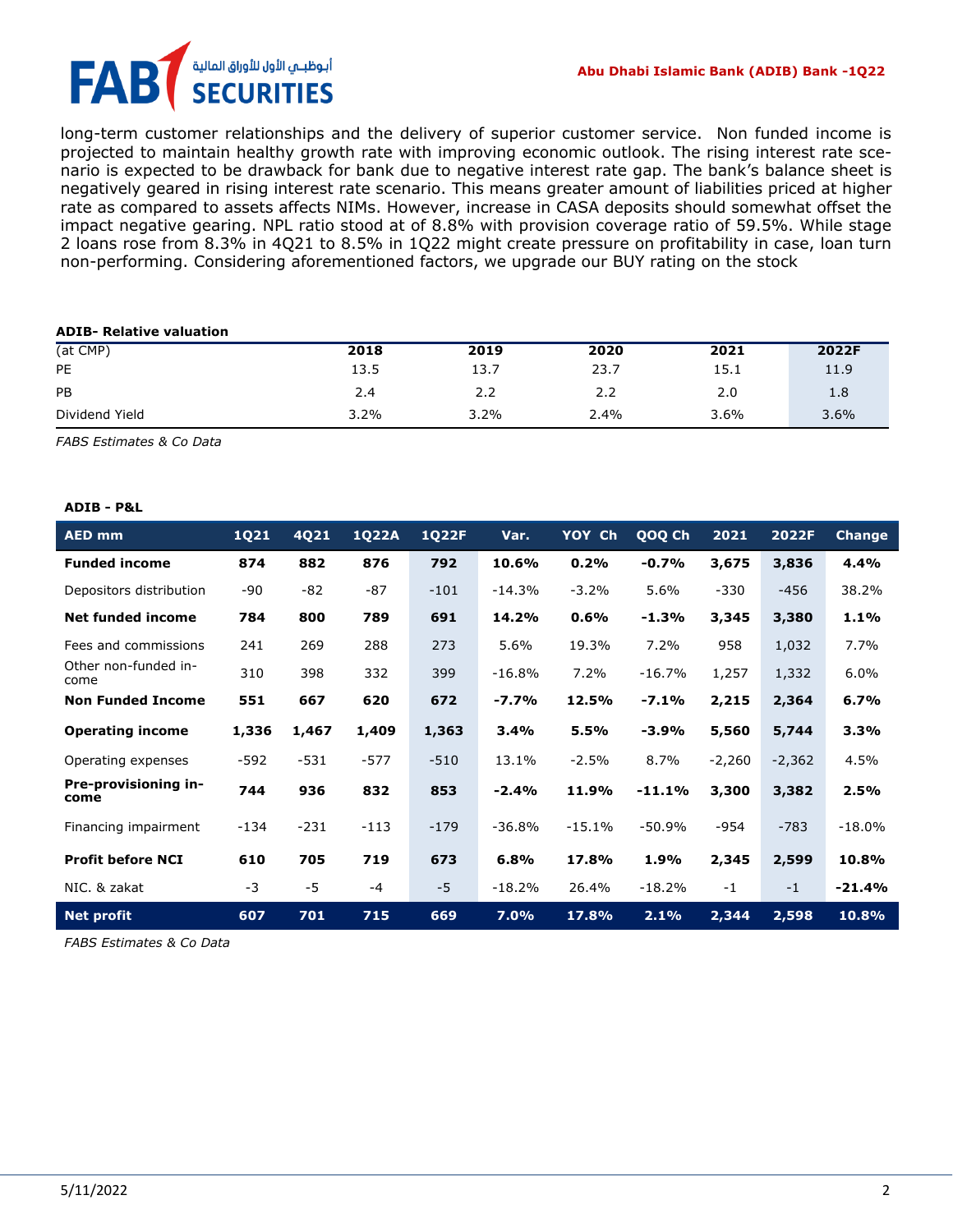long-term customer relationships and the delivery of superior customer service. Non funded income is projected to maintain healthy growth rate with improving economic outlook. The rising interest rate scenario is expected to be drawback for bank due to negative interest rate gap. The bank's balance sheet is negatively geared in rising interest rate scenario. This means greater amount of liabilities priced at higher rate as compared to assets affects NIMs. However, increase in CASA deposits should somewhat offset the impact negative gearing. NPL ratio stood at of 8.8% with provision coverage ratio of 59.5%. While stage 2 loans rose from 8.3% in 4Q21 to 8.5% in 1Q22 might create pressure on profitability in case, loan turn non-performing. Considering aforementioned factors, we upgrade our BUY rating on the stock

**ADIB- Relative valuation**

| (at CMP) | 2018 | 2019 | 2020 | 2021 | 2022F |
|---|---|---|---|---|---|
| PE | 13.5 | 13.7 | 23.7 | 15.1 | 11.9 |
| PB | 2.4 | 2.2 | 2.2 | 2.0 | 1.8 |
| Dividend Yield | 3.2% | 3.2% | 2.4% | 3.6% | 3.6% |

*FABS Estimates & Co Data*

**ADIB - P&L**

| AED mm | 1Q21 | 4Q21 | 1Q22A | 1Q22F | Var. | YOY Ch | QOQ Ch | 2021 | 2022F | Change |
|---|---|---|---|---|---|---|---|---|---|---|
| **Funded income** | **874** | **882** | **876** | **792** | **10.6%** | **0.2%** | **-0.7%** | **3,675** | **3,836** | **4.4%** |
| Depositors distribution | -90 | -82 | -87 | -101 | -14.3% | -3.2% | 5.6% | -330 | -456 | 38.2% |
| **Net funded income** | **784** | **800** | **789** | **691** | **14.2%** | **0.6%** | **-1.3%** | **3,345** | **3,380** | **1.1%** |
| Fees and commissions | 241 | 269 | 288 | 273 | 5.6% | 19.3% | 7.2% | 958 | 1,032 | 7.7% |
| Other non-funded income | 310 | 398 | 332 | 399 | -16.8% | 7.2% | -16.7% | 1,257 | 1,332 | 6.0% |
| **Non Funded Income** | **551** | **667** | **620** | **672** | **-7.7%** | **12.5%** | **-7.1%** | **2,215** | **2,364** | **6.7%** |
| **Operating income** | **1,336** | **1,467** | **1,409** | **1,363** | **3.4%** | **5.5%** | **-3.9%** | **5,560** | **5,744** | **3.3%** |
| Operating expenses | -592 | -531 | -577 | -510 | 13.1% | -2.5% | 8.7% | -2,260 | -2,362 | 4.5% |
| **Pre-provisioning income** | **744** | **936** | **832** | **853** | **-2.4%** | **11.9%** | **-11.1%** | **3,300** | **3,382** | **2.5%** |
| Financing impairment | -134 | -231 | -113 | -179 | -36.8% | -15.1% | -50.9% | -954 | -783 | -18.0% |
| **Profit before NCI** | **610** | **705** | **719** | **673** | **6.8%** | **17.8%** | **1.9%** | **2,345** | **2,599** | **10.8%** |
| NIC. & zakat | -3 | -5 | -4 | -5 | -18.2% | 26.4% | -18.2% | -1 | -1 | **-21.4%** |
| **Net profit** | **607** | **701** | **715** | **669** | **7.0%** | **17.8%** | **2.1%** | **2,344** | **2,598** | **10.8%** |

*FABS Estimates & Co Data*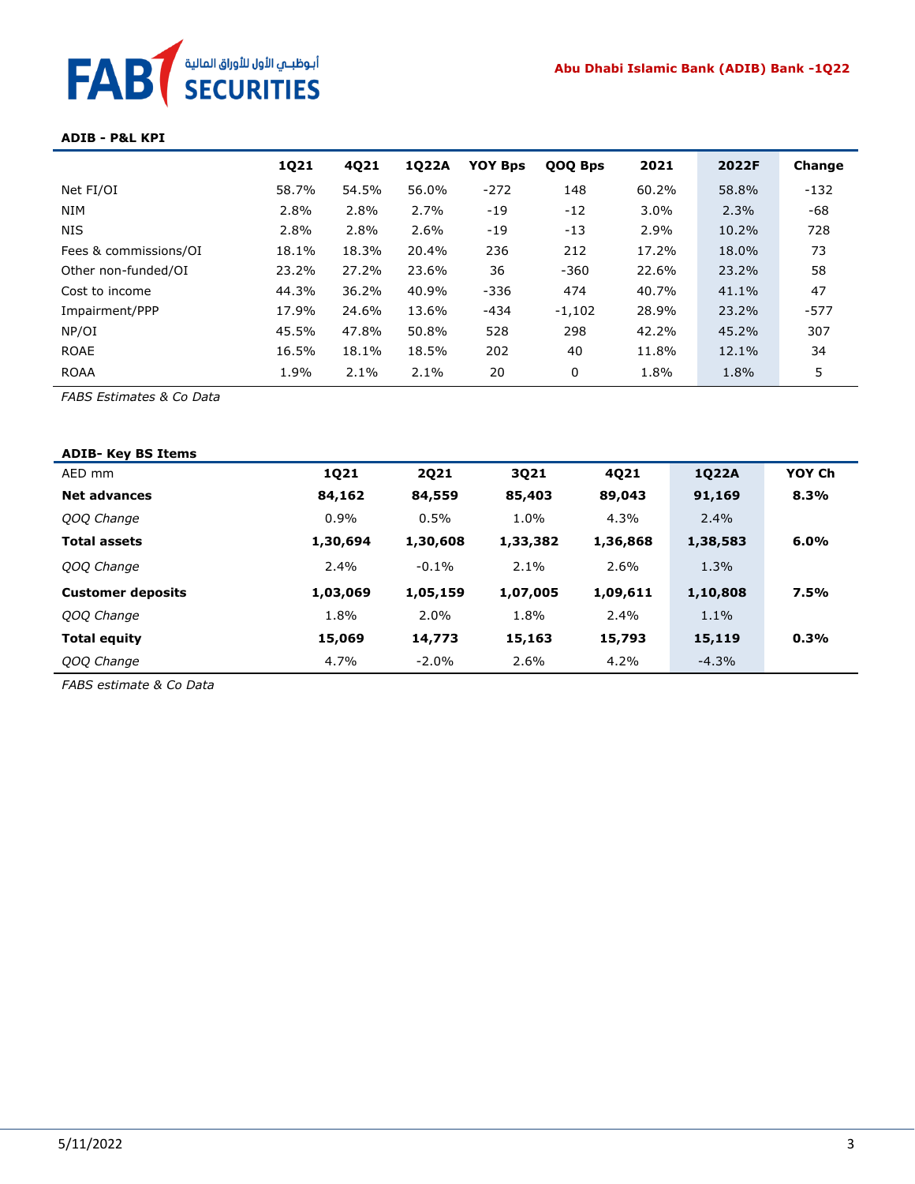**ADIB - P&L KPI**

| | 1Q21 | 4Q21 | 1Q22A | YOY Bps | QOQ Bps | 2021 | 2022F | Change |
|---|---|---|---|---|---|---|---|---|
| Net FI/OI | 58.7% | 54.5% | 56.0% | -272 | 148 | 60.2% | 58.8% | -132 |
| NIM | 2.8% | 2.8% | 2.7% | -19 | -12 | 3.0% | 2.3% | -68 |
| NIS | 2.8% | 2.8% | 2.6% | -19 | -13 | 2.9% | 10.2% | 728 |
| Fees & commissions/OI | 18.1% | 18.3% | 20.4% | 236 | 212 | 17.2% | 18.0% | 73 |
| Other non-funded/OI | 23.2% | 27.2% | 23.6% | 36 | -360 | 22.6% | 23.2% | 58 |
| Cost to income | 44.3% | 36.2% | 40.9% | -336 | 474 | 40.7% | 41.1% | 47 |
| Impairment/PPP | 17.9% | 24.6% | 13.6% | -434 | -1,102 | 28.9% | 23.2% | -577 |
| NP/OI | 45.5% | 47.8% | 50.8% | 528 | 298 | 42.2% | 45.2% | 307 |
| ROAE | 16.5% | 18.1% | 18.5% | 202 | 40 | 11.8% | 12.1% | 34 |
| ROAA | 1.9% | 2.1% | 2.1% | 20 | 0 | 1.8% | 1.8% | 5 |

*FABS Estimates & Co Data*

**ADIB- Key BS Items**

| AED mm | 1Q21 | 2Q21 | 3Q21 | 4Q21 | 1Q22A | YOY Ch |
|---|---|---|---|---|---|---|
| **Net advances** | **84,162** | **84,559** | **85,403** | **89,043** | **91,169** | **8.3%** |
| *QOQ Change* | 0.9% | 0.5% | 1.0% | 4.3% | 2.4% | |
| **Total assets** | **1,30,694** | **1,30,608** | **1,33,382** | **1,36,868** | **1,38,583** | **6.0%** |
| *QOQ Change* | 2.4% | -0.1% | 2.1% | 2.6% | 1.3% | |
| **Customer deposits** | **1,03,069** | **1,05,159** | **1,07,005** | **1,09,611** | **1,10,808** | **7.5%** |
| *QOQ Change* | 1.8% | 2.0% | 1.8% | 2.4% | 1.1% | |
| **Total equity** | **15,069** | **14,773** | **15,163** | **15,793** | **15,119** | **0.3%** |
| *QOQ Change* | 4.7% | -2.0% | 2.6% | 4.2% | -4.3% | |

*FABS estimate & Co Data*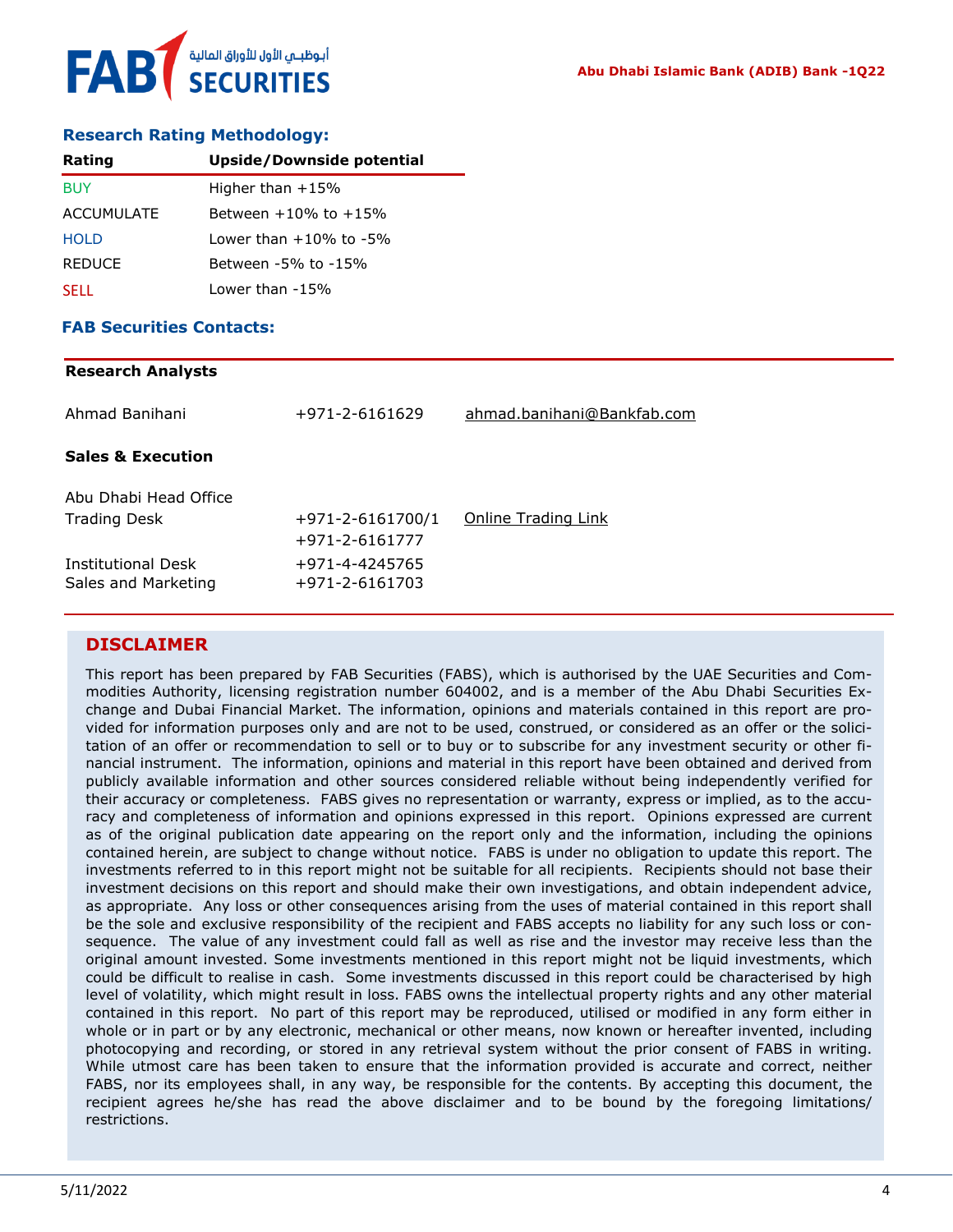## Research Rating Methodology:

| Rating | Upside/Downside potential |
|---|---|
| BUY | Higher than +15% |
| ACCUMULATE | Between +10% to +15% |
| HOLD | Lower than +10% to -5% |
| REDUCE | Between -5% to -15% |
| SELL | Lower than -15% |

## FAB Securities Contacts:

**Research Analysts**

| | | |
|---|---|---|
| Ahmad Banihani | +971-2-6161629 | ahmad.banihani@Bankfab.com |

**Sales & Execution**

| | | |
|---|---|---|
| Abu Dhabi Head Office | | |
| Trading Desk | +971-2-6161700/1<br>+971-2-6161777 | Online Trading Link |
| Institutional Desk | +971-4-4245765 | |
| Sales and Marketing | +971-2-6161703 | |

## DISCLAIMER

This report has been prepared by FAB Securities (FABS), which is authorised by the UAE Securities and Commodities Authority, licensing registration number 604002, and is a member of the Abu Dhabi Securities Exchange and Dubai Financial Market. The information, opinions and materials contained in this report are provided for information purposes only and are not to be used, construed, or considered as an offer or the solicitation of an offer or recommendation to sell or to buy or to subscribe for any investment security or other financial instrument. The information, opinions and material in this report have been obtained and derived from publicly available information and other sources considered reliable without being independently verified for their accuracy or completeness. FABS gives no representation or warranty, express or implied, as to the accuracy and completeness of information and opinions expressed in this report. Opinions expressed are current as of the original publication date appearing on the report only and the information, including the opinions contained herein, are subject to change without notice. FABS is under no obligation to update this report. The investments referred to in this report might not be suitable for all recipients. Recipients should not base their investment decisions on this report and should make their own investigations, and obtain independent advice, as appropriate. Any loss or other consequences arising from the uses of material contained in this report shall be the sole and exclusive responsibility of the recipient and FABS accepts no liability for any such loss or consequence. The value of any investment could fall as well as rise and the investor may receive less than the original amount invested. Some investments mentioned in this report might not be liquid investments, which could be difficult to realise in cash. Some investments discussed in this report could be characterised by high level of volatility, which might result in loss. FABS owns the intellectual property rights and any other material contained in this report. No part of this report may be reproduced, utilised or modified in any form either in whole or in part or by any electronic, mechanical or other means, now known or hereafter invented, including photocopying and recording, or stored in any retrieval system without the prior consent of FABS in writing. While utmost care has been taken to ensure that the information provided is accurate and correct, neither FABS, nor its employees shall, in any way, be responsible for the contents. By accepting this document, the recipient agrees he/she has read the above disclaimer and to be bound by the foregoing limitations/restrictions.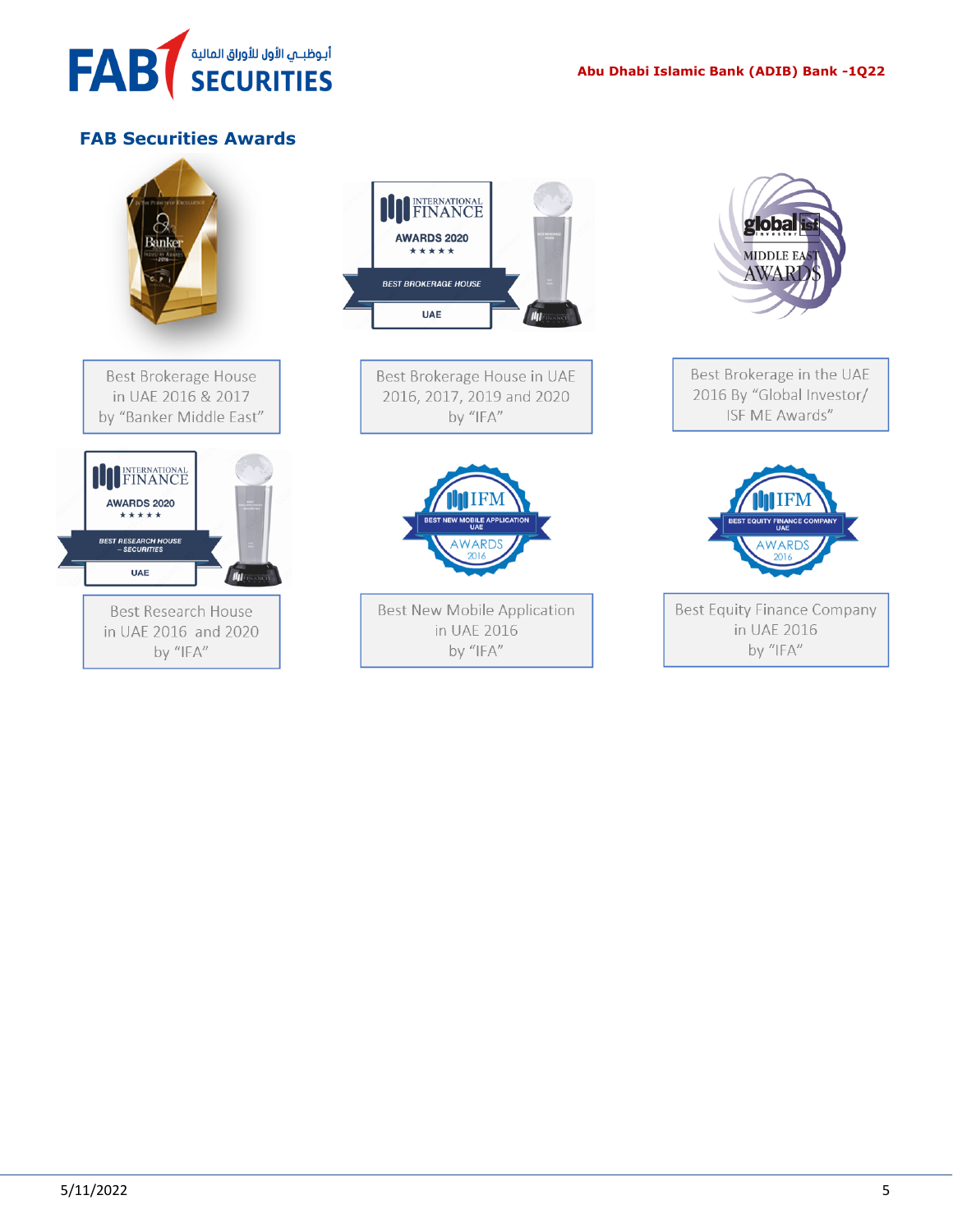## FAB Securities Awards

Best Brokerage House in UAE 2016 & 2017 by “Banker Middle East”

Best Brokerage House in UAE 2016, 2017, 2019 and 2020 by “IFA”

Best Brokerage in the UAE 2016 By “Global Investor/ ISF ME Awards”

Best Research House in UAE 2016 and 2020 by “IFA”

Best New Mobile Application in UAE 2016 by “IFA”

Best Equity Finance Company in UAE 2016 by “IFA”